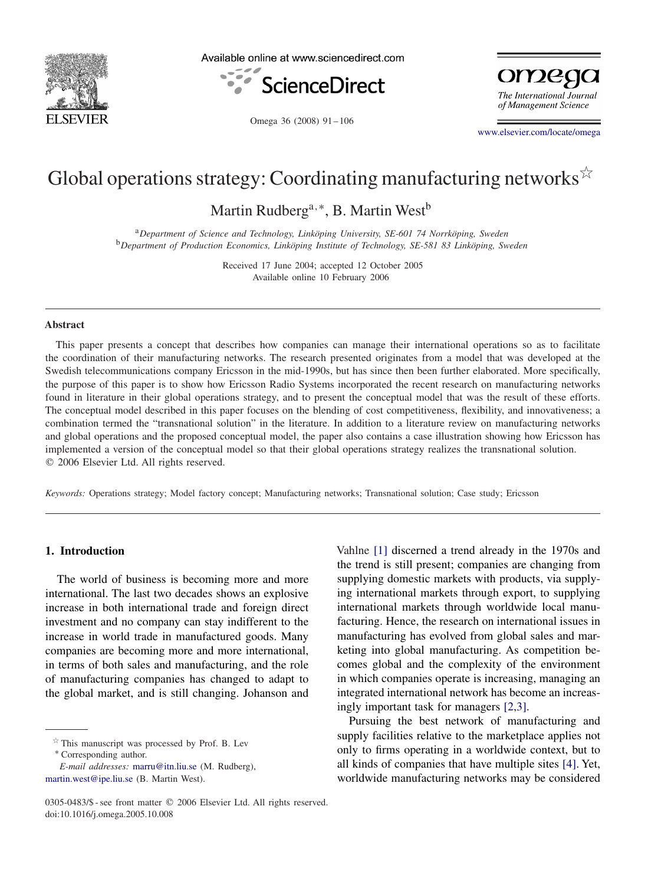# Global operations strategy: Coordinating manufacturing networks☆

Martin Rudberg[a,*], B. Martin West[b]

[a] *Department of Science and Technology, Linköping University, SE-601 74 Norrköping, Sweden*
[b] *Department of Production Economics, Linköping Institute of Technology, SE-581 83 Linköping, Sweden*

Received 17 June 2004; accepted 12 October 2005
Available online 10 February 2006

## Abstract

This paper presents a concept that describes how companies can manage their international operations so as to facilitate the coordination of their manufacturing networks. The research presented originates from a model that was developed at the Swedish telecommunications company Ericsson in the mid-1990s, but has since then been further elaborated. More specifically, the purpose of this paper is to show how Ericsson Radio Systems incorporated the recent research on manufacturing networks found in literature in their global operations strategy, and to present the conceptual model that was the result of these efforts. The conceptual model described in this paper focuses on the blending of cost competitiveness, flexibility, and innovativeness; a combination termed the "transnational solution" in the literature. In addition to a literature review on manufacturing networks and global operations and the proposed conceptual model, the paper also contains a case illustration showing how Ericsson has implemented a version of the conceptual model so that their global operations strategy realizes the transnational solution.
© 2006 Elsevier Ltd. All rights reserved.

*Keywords:* Operations strategy; Model factory concept; Manufacturing networks; Transnational solution; Case study; Ericsson

## 1. Introduction

The world of business is becoming more and more international. The last two decades shows an explosive increase in both international trade and foreign direct investment and no company can stay indifferent to the increase in world trade in manufactured goods. Many companies are becoming more and more international, in terms of both sales and manufacturing, and the role of manufacturing companies has changed to adapt to the global market, and is still changing. Johanson and Vahlne [1] discerned a trend already in the 1970s and the trend is still present; companies are changing from supplying domestic markets with products, via supplying international markets through export, to supplying international markets through worldwide local manufacturing. Hence, the research on international issues in manufacturing has evolved from global sales and marketing into global manufacturing. As competition becomes global and the complexity of the environment in which companies operate is increasing, managing an integrated international network has become an increasingly important task for managers [2,3].

Pursuing the best network of manufacturing and supply facilities relative to the marketplace applies not only to firms operating in a worldwide context, but to all kinds of companies that have multiple sites [4]. Yet, worldwide manufacturing networks may be considered

☆ This manuscript was processed by Prof. B. Lev

\* Corresponding author.

*E-mail addresses:* marru@itn.liu.se (M. Rudberg), martin.west@ipe.liu.se (B. Martin West).

0305-0483/$ - see front matter © 2006 Elsevier Ltd. All rights reserved.
doi:10.1016/j.omega.2005.10.008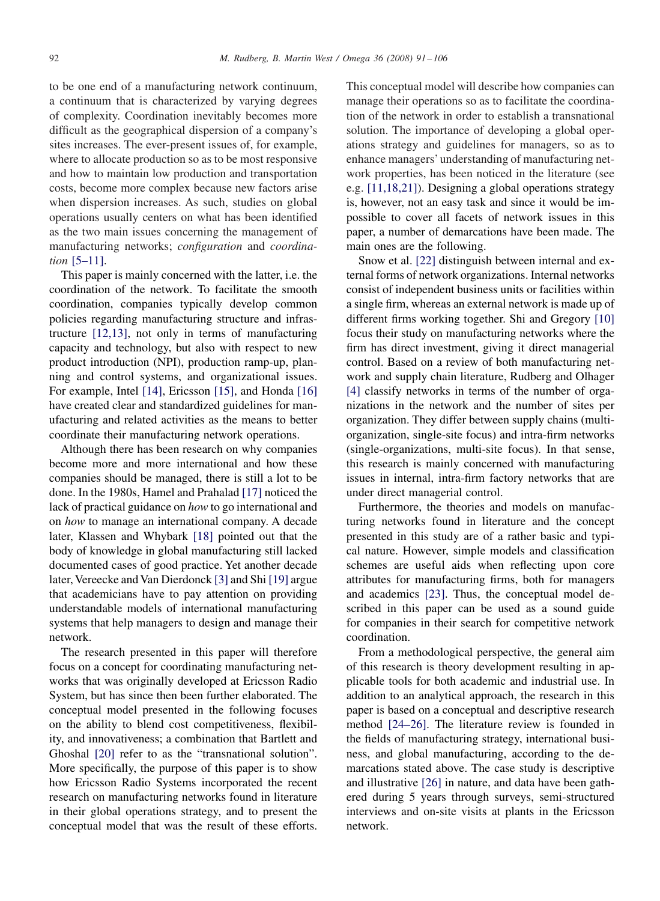to be one end of a manufacturing network continuum, a continuum that is characterized by varying degrees of complexity. Coordination inevitably becomes more difficult as the geographical dispersion of a company's sites increases. The ever-present issues of, for example, where to allocate production so as to be most responsive and how to maintain low production and transportation costs, become more complex because new factors arise when dispersion increases. As such, studies on global operations usually centers on what has been identified as the two main issues concerning the management of manufacturing networks; *configuration* and *coordination* [5–11].

This paper is mainly concerned with the latter, i.e. the coordination of the network. To facilitate the smooth coordination, companies typically develop common policies regarding manufacturing structure and infrastructure [12,13], not only in terms of manufacturing capacity and technology, but also with respect to new product introduction (NPI), production ramp-up, planning and control systems, and organizational issues. For example, Intel [14], Ericsson [15], and Honda [16] have created clear and standardized guidelines for manufacturing and related activities as the means to better coordinate their manufacturing network operations.

Although there has been research on why companies become more and more international and how these companies should be managed, there is still a lot to be done. In the 1980s, Hamel and Prahalad [17] noticed the lack of practical guidance on *how* to go international and on *how* to manage an international company. A decade later, Klassen and Whybark [18] pointed out that the body of knowledge in global manufacturing still lacked documented cases of good practice. Yet another decade later, Vereecke and Van Dierdonck [3] and Shi [19] argue that academicians have to pay attention on providing understandable models of international manufacturing systems that help managers to design and manage their network.

The research presented in this paper will therefore focus on a concept for coordinating manufacturing networks that was originally developed at Ericsson Radio System, but has since then been further elaborated. The conceptual model presented in the following focuses on the ability to blend cost competitiveness, flexibility, and innovativeness; a combination that Bartlett and Ghoshal [20] refer to as the "transnational solution". More specifically, the purpose of this paper is to show how Ericsson Radio Systems incorporated the recent research on manufacturing networks found in literature in their global operations strategy, and to present the conceptual model that was the result of these efforts. This conceptual model will describe how companies can manage their operations so as to facilitate the coordination of the network in order to establish a transnational solution. The importance of developing a global operations strategy and guidelines for managers, so as to enhance managers' understanding of manufacturing network properties, has been noticed in the literature (see e.g. [11,18,21]). Designing a global operations strategy is, however, not an easy task and since it would be impossible to cover all facets of network issues in this paper, a number of demarcations have been made. The main ones are the following.

Snow et al. [22] distinguish between internal and external forms of network organizations. Internal networks consist of independent business units or facilities within a single firm, whereas an external network is made up of different firms working together. Shi and Gregory [10] focus their study on manufacturing networks where the firm has direct investment, giving it direct managerial control. Based on a review of both manufacturing network and supply chain literature, Rudberg and Olhager [4] classify networks in terms of the number of organizations in the network and the number of sites per organization. They differ between supply chains (multi-organization, single-site focus) and intra-firm networks (single-organizations, multi-site focus). In that sense, this research is mainly concerned with manufacturing issues in internal, intra-firm factory networks that are under direct managerial control.

Furthermore, the theories and models on manufacturing networks found in literature and the concept presented in this study are of a rather basic and typical nature. However, simple models and classification schemes are useful aids when reflecting upon core attributes for manufacturing firms, both for managers and academics [23]. Thus, the conceptual model described in this paper can be used as a sound guide for companies in their search for competitive network coordination.

From a methodological perspective, the general aim of this research is theory development resulting in applicable tools for both academic and industrial use. In addition to an analytical approach, the research in this paper is based on a conceptual and descriptive research method [24–26]. The literature review is founded in the fields of manufacturing strategy, international business, and global manufacturing, according to the demarcations stated above. The case study is descriptive and illustrative [26] in nature, and data have been gathered during 5 years through surveys, semi-structured interviews and on-site visits at plants in the Ericsson network.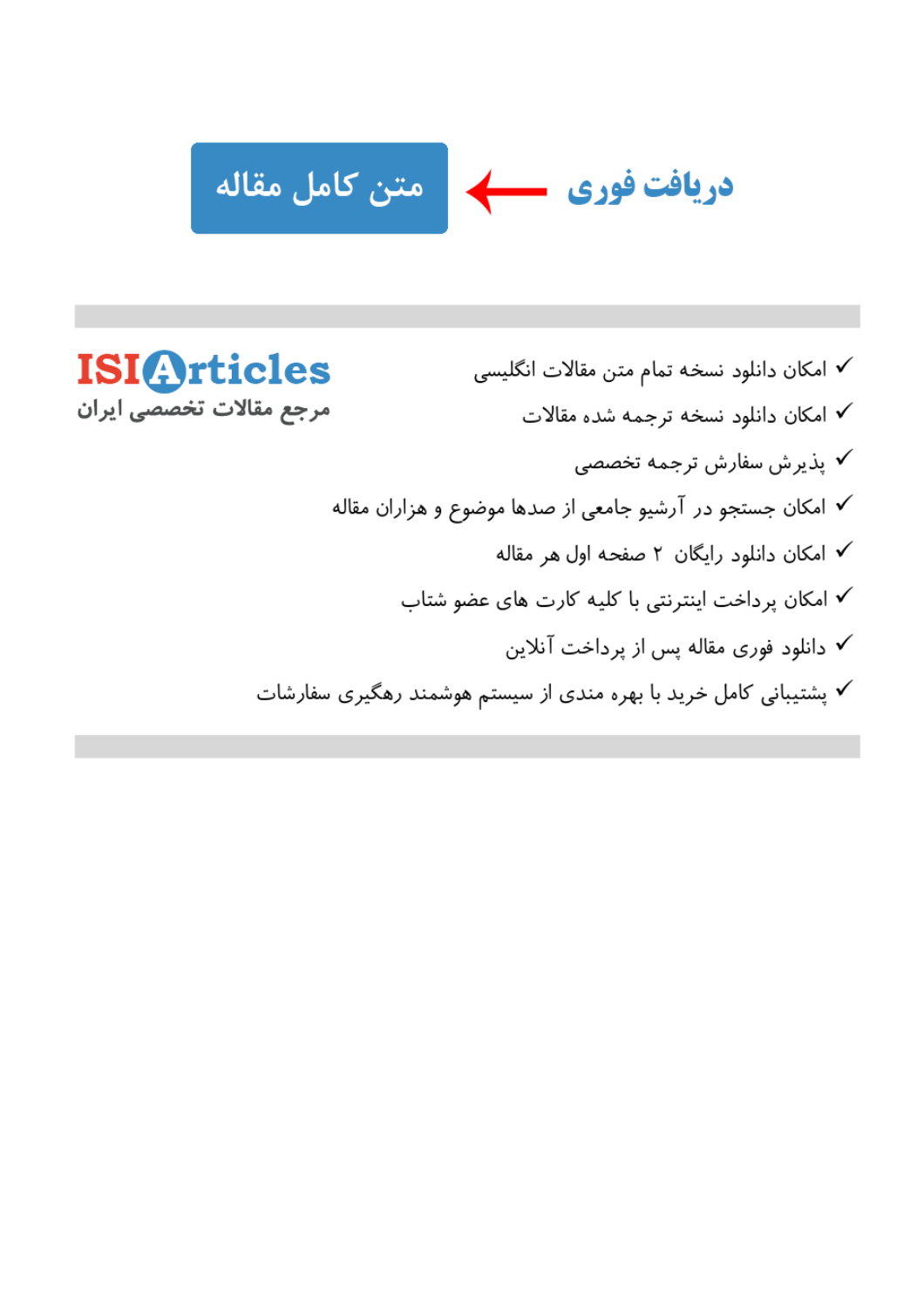دریافت فوری ← **متن کامل مقاله**

**ISIArticles**
مرجع مقالات تخصصی ایران

- ✓ امکان دانلود نسخه تمام متن مقالات انگلیسی
- ✓ امکان دانلود نسخه ترجمه شده مقالات
- ✓ پذیرش سفارش ترجمه تخصصی
- ✓ امکان جستجو در آرشیو جامعی از صدها موضوع و هزاران مقاله
- ✓ امکان دانلود رایگان ۲ صفحه اول هر مقاله
- ✓ امکان پرداخت اینترنتی با کلیه کارت های عضو شتاب
- ✓ دانلود فوری مقاله پس از پرداخت آنلاین
- ✓ پشتیبانی کامل خرید با بهره مندی از سیستم هوشمند رهگیری سفارشات